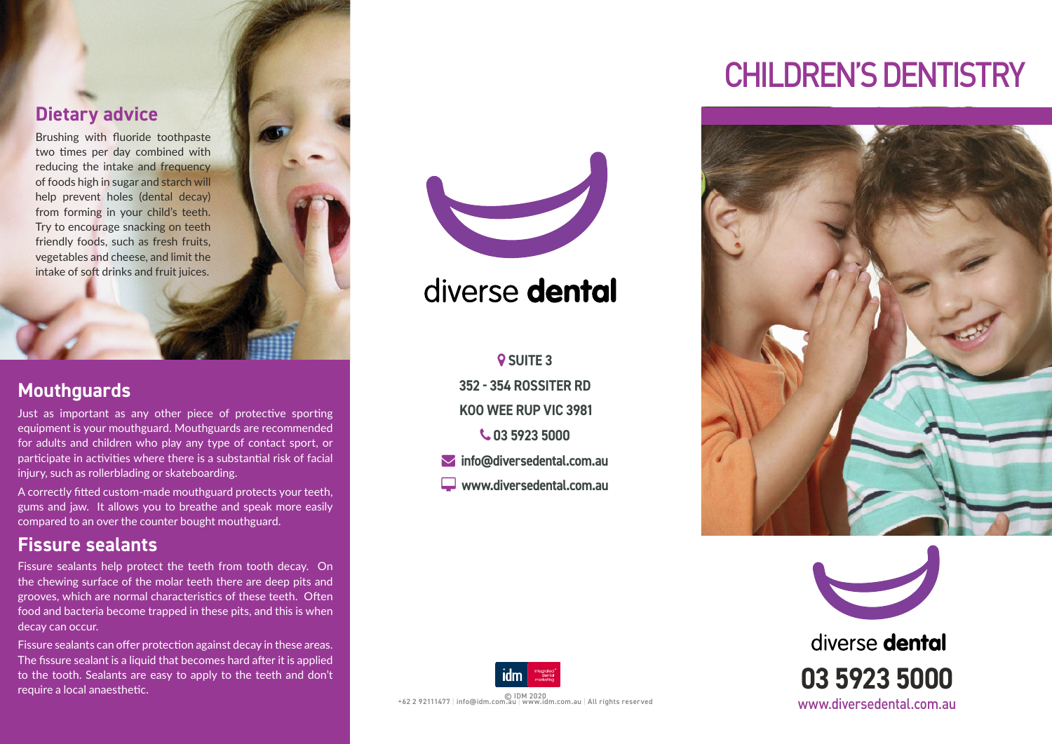## Dietary advice

Brushing with fluoride toothpaste two times per day combined with reducing the intake and frequency of foods high in sugar and starch will help prevent holes (dental decay) from forming in your child's teeth. Try to encourage snacking on teeth friendly foods, such as fresh fruits, vegetables and cheese, and limit the intake of soft drinks and fruit juices.

## Mouthguards

Just as important as any other piece of protective sporting equipment is your mouthguard. Mouthguards are recommended for adults and children who play any type of contact sport, or participate in activities where there is a substantial risk of facial injury, such as rollerblading or skateboarding.

A correctly fitted custom-made mouthguard protects your teeth, gums and jaw. It allows you to breathe and speak more easily compared to an over the counter bought mouthguard.

## Fissure sealants

Fissure sealants help protect the teeth from tooth decay. On the chewing surface of the molar teeth there are deep pits and grooves, which are normal characteristics of these teeth. Often food and bacteria become trapped in these pits, and this is when decay can occur.

Fissure sealants can offer protection against decay in these areas. The fissure sealant is a liquid that becomes hard after it is applied to the tooth. Sealants are easy to apply to the teeth and don't require a local anaesthetic.

diverse **dental**

**SUITE 3**
**352 - 354 ROSSITER RD**
**KOO WEE RUP VIC 3981**
**03 5923 5000**
**info@diversedental.com.au**
**www.diversedental.com.au**

idm integrated dental marketing
© IDM 2020
+62 2 92111477 | info@idm.com.au | www.idm.com.au | All rights reserved

# CHILDREN'S DENTISTRY

diverse **dental**

**03 5923 5000**
www.diversedental.com.au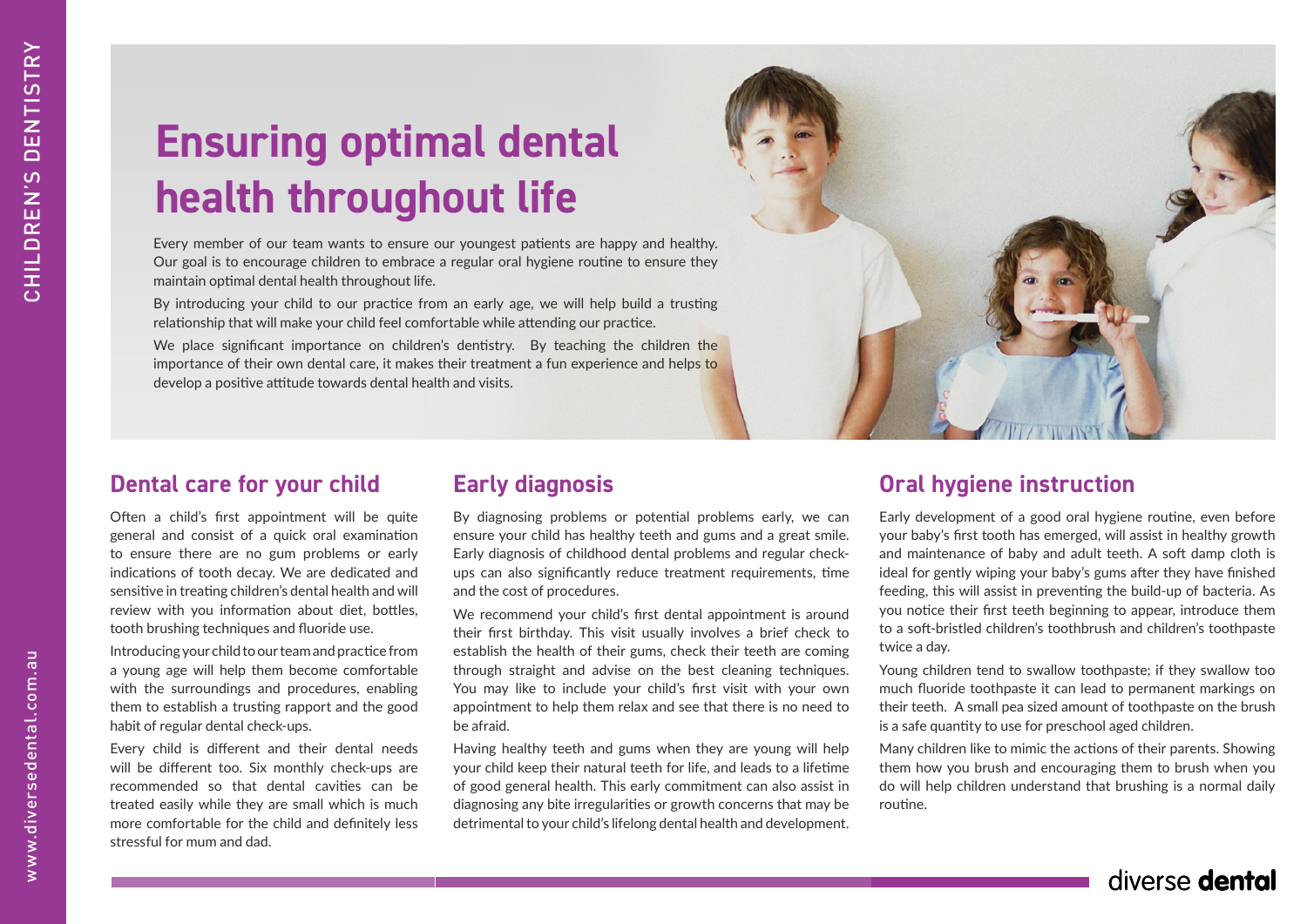# Ensuring optimal dental health throughout life

Every member of our team wants to ensure our youngest patients are happy and healthy. Our goal is to encourage children to embrace a regular oral hygiene routine to ensure they maintain optimal dental health throughout life.

By introducing your child to our practice from an early age, we will help build a trusting relationship that will make your child feel comfortable while attending our practice.

We place significant importance on children's dentistry. By teaching the children the importance of their own dental care, it makes their treatment a fun experience and helps to develop a positive attitude towards dental health and visits.

## Dental care for your child

Often a child's first appointment will be quite general and consist of a quick oral examination to ensure there are no gum problems or early indications of tooth decay. We are dedicated and sensitive in treating children's dental health and will review with you information about diet, bottles, tooth brushing techniques and fluoride use.

Introducing your child to our team and practice from a young age will help them become comfortable with the surroundings and procedures, enabling them to establish a trusting rapport and the good habit of regular dental check-ups.

Every child is different and their dental needs will be different too. Six monthly check-ups are recommended so that dental cavities can be treated easily while they are small which is much more comfortable for the child and definitely less stressful for mum and dad.

## Early diagnosis

By diagnosing problems or potential problems early, we can ensure your child has healthy teeth and gums and a great smile. Early diagnosis of childhood dental problems and regular check-ups can also significantly reduce treatment requirements, time and the cost of procedures.

We recommend your child's first dental appointment is around their first birthday. This visit usually involves a brief check to establish the health of their gums, check their teeth are coming through straight and advise on the best cleaning techniques. You may like to include your child's first visit with your own appointment to help them relax and see that there is no need to be afraid.

Having healthy teeth and gums when they are young will help your child keep their natural teeth for life, and leads to a lifetime of good general health. This early commitment can also assist in diagnosing any bite irregularities or growth concerns that may be detrimental to your child's lifelong dental health and development.

## Oral hygiene instruction

Early development of a good oral hygiene routine, even before your baby's first tooth has emerged, will assist in healthy growth and maintenance of baby and adult teeth. A soft damp cloth is ideal for gently wiping your baby's gums after they have finished feeding, this will assist in preventing the build-up of bacteria. As you notice their first teeth beginning to appear, introduce them to a soft-bristled children's toothbrush and children's toothpaste twice a day.

Young children tend to swallow toothpaste; if they swallow too much fluoride toothpaste it can lead to permanent markings on their teeth. A small pea sized amount of toothpaste on the brush is a safe quantity to use for preschool aged children.

Many children like to mimic the actions of their parents. Showing them how you brush and encouraging them to brush when you do will help children understand that brushing is a normal daily routine.

diverse **dental**